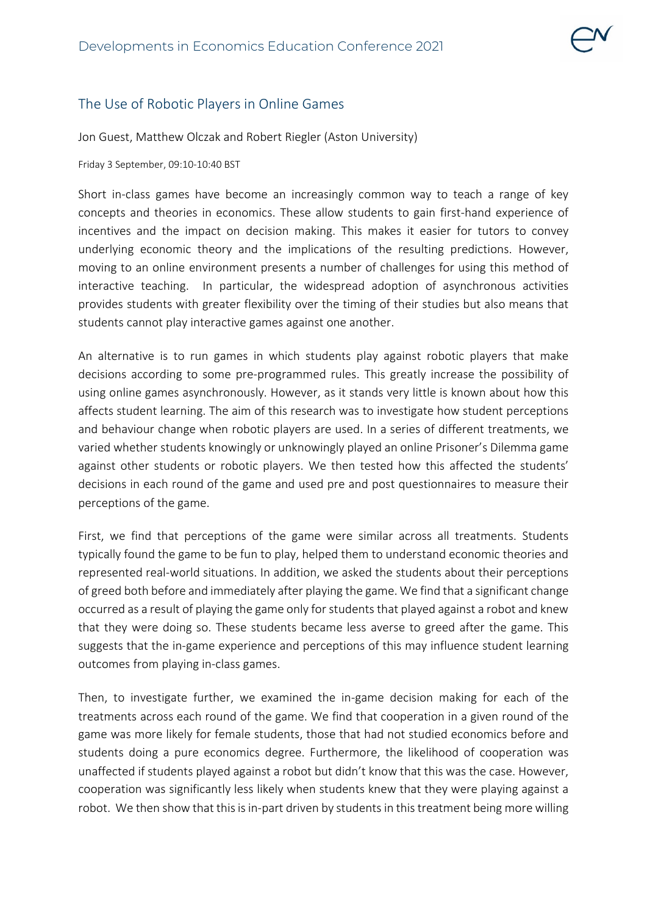## The Use of Robotic Players in Online Games

Jon Guest, Matthew Olczak and Robert Riegler (Aston University)

Friday 3 September, 09:10-10:40 BST

Short in-class games have become an increasingly common way to teach a range of key concepts and theories in economics. These allow students to gain first-hand experience of incentives and the impact on decision making. This makes it easier for tutors to convey underlying economic theory and the implications of the resulting predictions. However, moving to an online environment presents a number of challenges for using this method of interactive teaching. In particular, the widespread adoption of asynchronous activities provides students with greater flexibility over the timing of their studies but also means that students cannot play interactive games against one another.

An alternative is to run games in which students play against robotic players that make decisions according to some pre-programmed rules. This greatly increase the possibility of using online games asynchronously. However, as it stands very little is known about how this affects student learning. The aim of this research was to investigate how student perceptions and behaviour change when robotic players are used. In a series of different treatments, we varied whether students knowingly or unknowingly played an online Prisoner's Dilemma game against other students or robotic players. We then tested how this affected the students' decisions in each round of the game and used pre and post questionnaires to measure their perceptions of the game.

First, we find that perceptions of the game were similar across all treatments. Students typically found the game to be fun to play, helped them to understand economic theories and represented real-world situations. In addition, we asked the students about their perceptions of greed both before and immediately after playing the game. We find that a significant change occurred as a result of playing the game only for students that played against a robot and knew that they were doing so. These students became less averse to greed after the game. This suggests that the in-game experience and perceptions of this may influence student learning outcomes from playing in-class games.

Then, to investigate further, we examined the in-game decision making for each of the treatments across each round of the game. We find that cooperation in a given round of the game was more likely for female students, those that had not studied economics before and students doing a pure economics degree. Furthermore, the likelihood of cooperation was unaffected if students played against a robot but didn't know that this was the case. However, cooperation was significantly less likely when students knew that they were playing against a robot. We then show that this is in-part driven by students in this treatment being more willing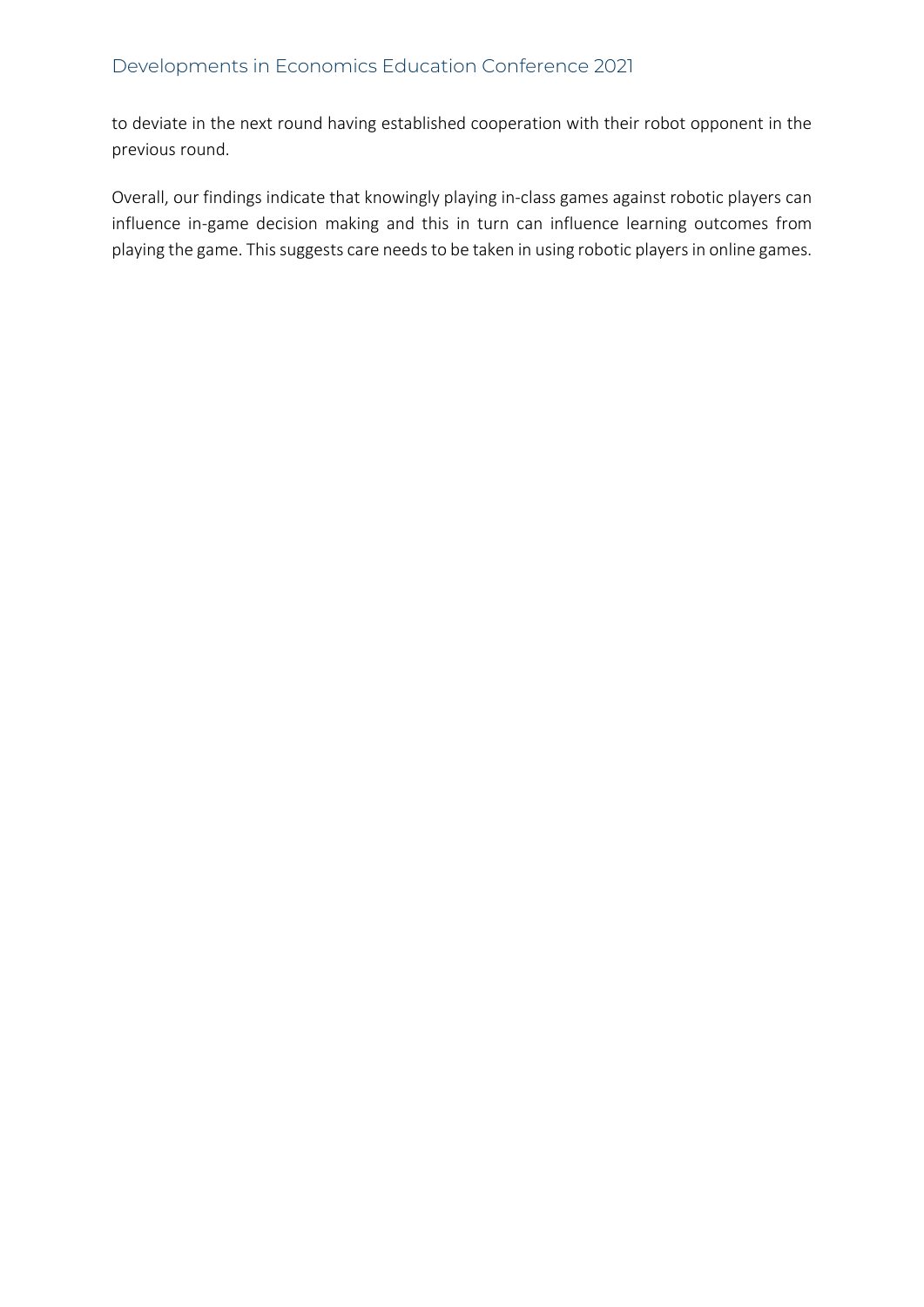to deviate in the next round having established cooperation with their robot opponent in the previous round.

Overall, our findings indicate that knowingly playing in-class games against robotic players can influence in-game decision making and this in turn can influence learning outcomes from playing the game. This suggests care needs to be taken in using robotic players in online games.